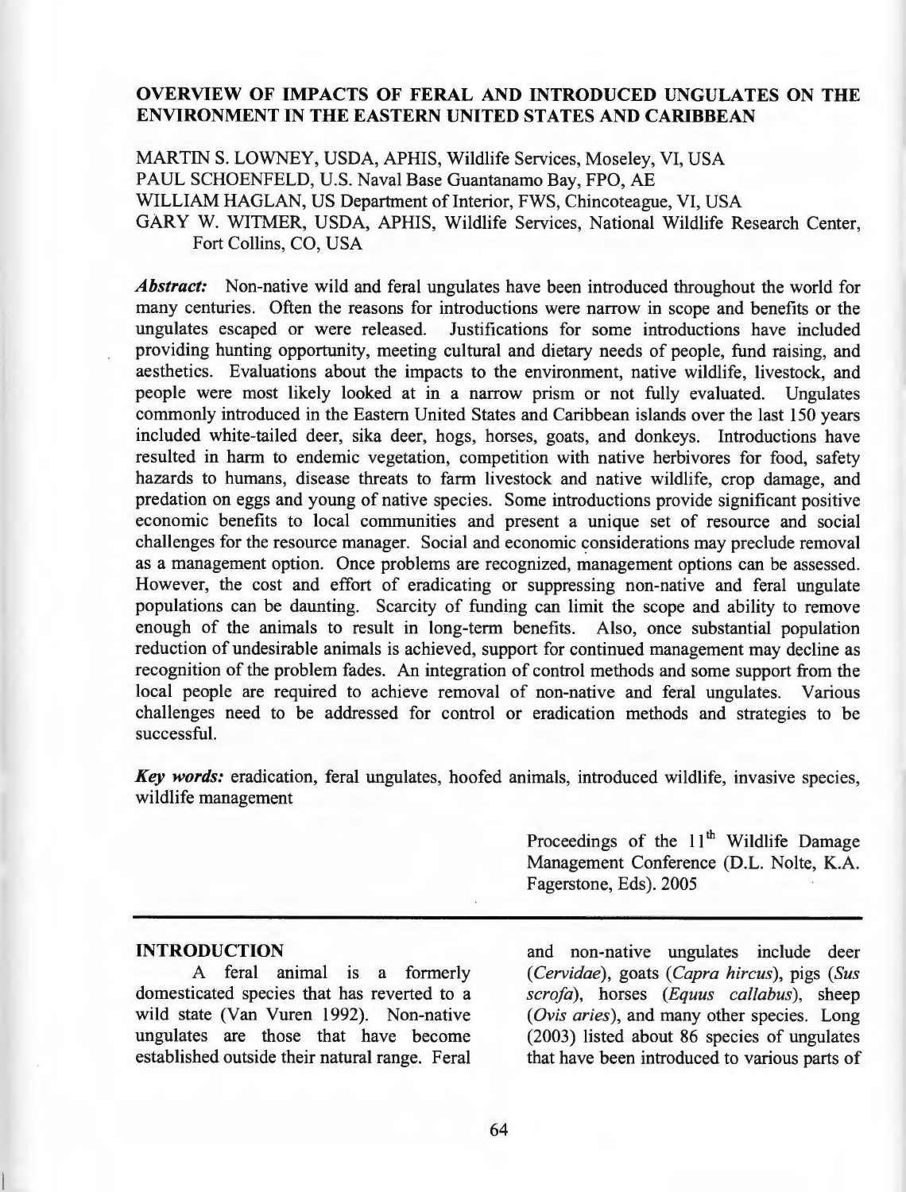# OVERVIEW OF IMPACTS OF FERAL AND INTRODUCED UNGULATES ON THE ENVIRONMENT IN THE EASTERN UNITED STATES AND CARIBBEAN

MARTIN S. LOWNEY, USDA, APHIS, Wildlife Services, Moseley, VI, USA
PAUL SCHOENFELD, U.S. Naval Base Guantanamo Bay, FPO, AE
WILLIAM HAGLAN, US Department of Interior, FWS, Chincoteague, VI, USA
GARY W. WITMER, USDA, APHIS, Wildlife Services, National Wildlife Research Center, Fort Collins, CO, USA

***Abstract:*** Non-native wild and feral ungulates have been introduced throughout the world for many centuries. Often the reasons for introductions were narrow in scope and benefits or the ungulates escaped or were released. Justifications for some introductions have included providing hunting opportunity, meeting cultural and dietary needs of people, fund raising, and aesthetics. Evaluations about the impacts to the environment, native wildlife, livestock, and people were most likely looked at in a narrow prism or not fully evaluated. Ungulates commonly introduced in the Eastern United States and Caribbean islands over the last 150 years included white-tailed deer, sika deer, hogs, horses, goats, and donkeys. Introductions have resulted in harm to endemic vegetation, competition with native herbivores for food, safety hazards to humans, disease threats to farm livestock and native wildlife, crop damage, and predation on eggs and young of native species. Some introductions provide significant positive economic benefits to local communities and present a unique set of resource and social challenges for the resource manager. Social and economic considerations may preclude removal as a management option. Once problems are recognized, management options can be assessed. However, the cost and effort of eradicating or suppressing non-native and feral ungulate populations can be daunting. Scarcity of funding can limit the scope and ability to remove enough of the animals to result in long-term benefits. Also, once substantial population reduction of undesirable animals is achieved, support for continued management may decline as recognition of the problem fades. An integration of control methods and some support from the local people are required to achieve removal of non-native and feral ungulates. Various challenges need to be addressed for control or eradication methods and strategies to be successful.

***Key words:*** eradication, feral ungulates, hoofed animals, introduced wildlife, invasive species, wildlife management

Proceedings of the 11th Wildlife Damage Management Conference (D.L. Nolte, K.A. Fagerstone, Eds). 2005

## INTRODUCTION

A feral animal is a formerly domesticated species that has reverted to a wild state (Van Vuren 1992). Non-native ungulates are those that have become established outside their natural range. Feral and non-native ungulates include deer (*Cervidae*), goats (*Capra hircus*), pigs (*Sus scrofa*), horses (*Equus callabus*), sheep (*Ovis aries*), and many other species. Long (2003) listed about 86 species of ungulates that have been introduced to various parts of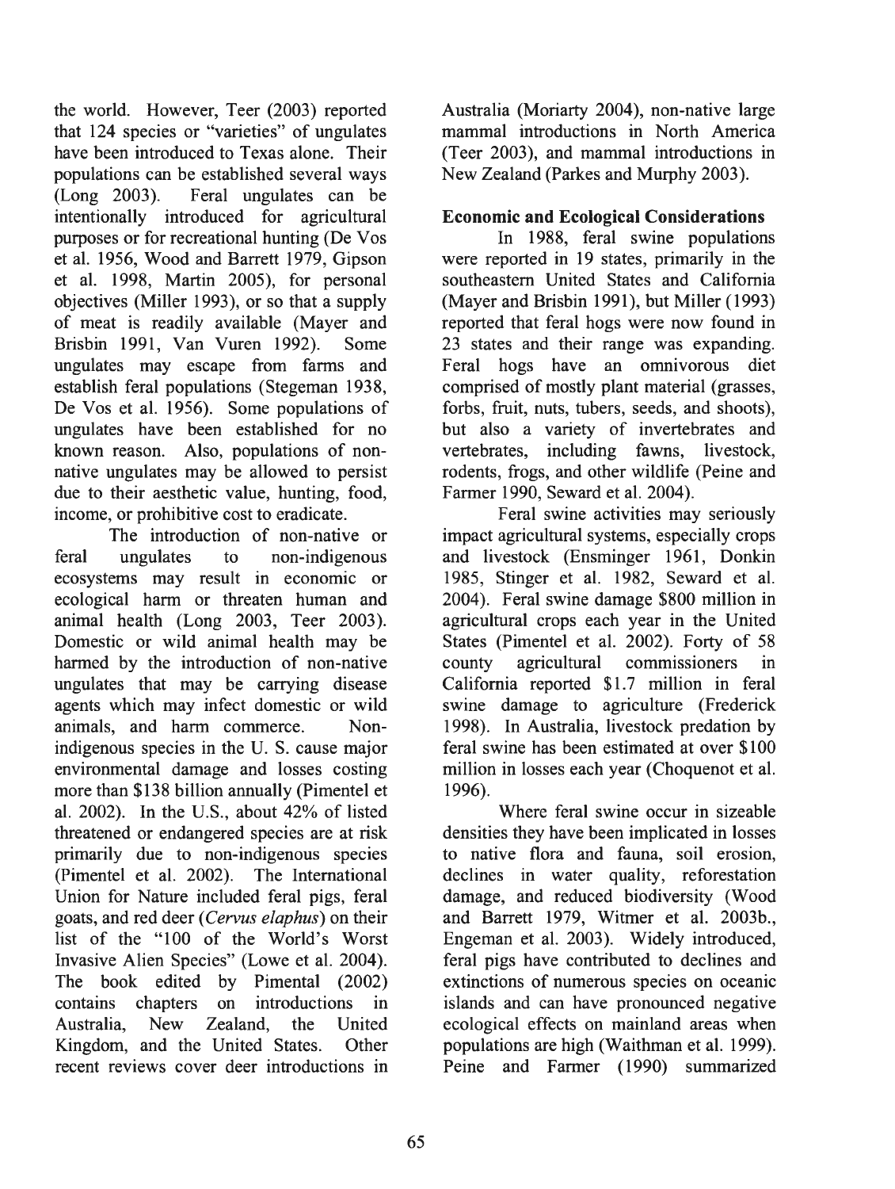the world. However, Teer (2003) reported that 124 species or "varieties" of ungulates have been introduced to Texas alone. Their populations can be established several ways (Long 2003). Feral ungulates can be intentionally introduced for agricultural purposes or for recreational hunting (De Vos et al. 1956, Wood and Barrett 1979, Gipson et al. 1998, Martin 2005), for personal objectives (Miller 1993), or so that a supply of meat is readily available (Mayer and Brisbin 1991, Van Vuren 1992). Some ungulates may escape from farms and establish feral populations (Stegeman 1938, De Vos et al. 1956). Some populations of ungulates have been established for no known reason. Also, populations of non-native ungulates may be allowed to persist due to their aesthetic value, hunting, food, income, or prohibitive cost to eradicate.

The introduction of non-native or feral ungulates to non-indigenous ecosystems may result in economic or ecological harm or threaten human and animal health (Long 2003, Teer 2003). Domestic or wild animal health may be harmed by the introduction of non-native ungulates that may be carrying disease agents which may infect domestic or wild animals, and harm commerce. Non-indigenous species in the U. S. cause major environmental damage and losses costing more than $138 billion annually (Pimentel et al. 2002). In the U.S., about 42% of listed threatened or endangered species are at risk primarily due to non-indigenous species (Pimentel et al. 2002). The International Union for Nature included feral pigs, feral goats, and red deer (*Cervus elaphus*) on their list of the "100 of the World's Worst Invasive Alien Species" (Lowe et al. 2004). The book edited by Pimental (2002) contains chapters on introductions in Australia, New Zealand, the United Kingdom, and the United States. Other recent reviews cover deer introductions in Australia (Moriarty 2004), non-native large mammal introductions in North America (Teer 2003), and mammal introductions in New Zealand (Parkes and Murphy 2003).

## Economic and Ecological Considerations

In 1988, feral swine populations were reported in 19 states, primarily in the southeastern United States and California (Mayer and Brisbin 1991), but Miller (1993) reported that feral hogs were now found in 23 states and their range was expanding. Feral hogs have an omnivorous diet comprised of mostly plant material (grasses, forbs, fruit, nuts, tubers, seeds, and shoots), but also a variety of invertebrates and vertebrates, including fawns, livestock, rodents, frogs, and other wildlife (Peine and Farmer 1990, Seward et al. 2004).

Feral swine activities may seriously impact agricultural systems, especially crops and livestock (Ensminger 1961, Donkin 1985, Stinger et al. 1982, Seward et al. 2004). Feral swine damage $800 million in agricultural crops each year in the United States (Pimentel et al. 2002). Forty of 58 county agricultural commissioners in California reported $1.7 million in feral swine damage to agriculture (Frederick 1998). In Australia, livestock predation by feral swine has been estimated at over $100 million in losses each year (Choquenot et al. 1996).

Where feral swine occur in sizeable densities they have been implicated in losses to native flora and fauna, soil erosion, declines in water quality, reforestation damage, and reduced biodiversity (Wood and Barrett 1979, Witmer et al. 2003b., Engeman et al. 2003). Widely introduced, feral pigs have contributed to declines and extinctions of numerous species on oceanic islands and can have pronounced negative ecological effects on mainland areas when populations are high (Waithman et al. 1999). Peine and Farmer (1990) summarized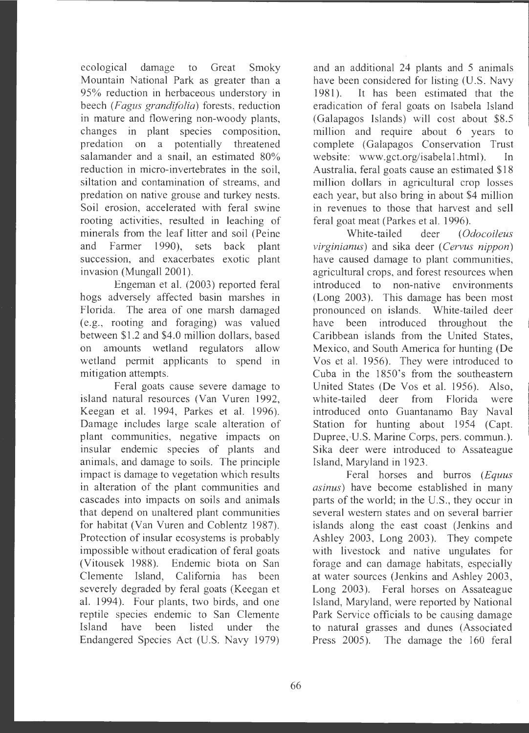ecological damage to Great Smoky Mountain National Park as greater than a 95% reduction in herbaceous understory in beech (*Fagus grandifolia*) forests, reduction in mature and flowering non-woody plants, changes in plant species composition, predation on a potentially threatened salamander and a snail, an estimated 80% reduction in micro-invertebrates in the soil, siltation and contamination of streams, and predation on native grouse and turkey nests. Soil erosion, accelerated with feral swine rooting activities, resulted in leaching of minerals from the leaf litter and soil (Peine and Farmer 1990), sets back plant succession, and exacerbates exotic plant invasion (Mungall 2001).

Engeman et al. (2003) reported feral hogs adversely affected basin marshes in Florida. The area of one marsh damaged (e.g., rooting and foraging) was valued between \$1.2 and \$4.0 million dollars, based on amounts wetland regulators allow wetland permit applicants to spend in mitigation attempts.

Feral goats cause severe damage to island natural resources (Van Vuren 1992, Keegan et al. 1994, Parkes et al. 1996). Damage includes large scale alteration of plant communities, negative impacts on insular endemic species of plants and animals, and damage to soils. The principle impact is damage to vegetation which results in alteration of the plant communities and cascades into impacts on soils and animals that depend on unaltered plant communities for habitat (Van Vuren and Coblentz 1987). Protection of insular ecosystems is probably impossible without eradication of feral goats (Vitousek 1988). Endemic biota on San Clemente Island, California has been severely degraded by feral goats (Keegan et al. 1994). Four plants, two birds, and one reptile species endemic to San Clemente Island have been listed under the Endangered Species Act (U.S. Navy 1979) and an additional 24 plants and 5 animals have been considered for listing (U.S. Navy 1981). It has been estimated that the eradication of feral goats on Isabela Island (Galapagos Islands) will cost about \$8.5 million and require about 6 years to complete (Galapagos Conservation Trust website: www.gct.org/isabela1.html). In Australia, feral goats cause an estimated \$18 million dollars in agricultural crop losses each year, but also bring in about \$4 million in revenues to those that harvest and sell feral goat meat (Parkes et al. 1996).

White-tailed deer (*Odocoileus virginianus*) and sika deer (*Cervus nippon*) have caused damage to plant communities, agricultural crops, and forest resources when introduced to non-native environments (Long 2003). This damage has been most pronounced on islands. White-tailed deer have been introduced throughout the Caribbean islands from the United States, Mexico, and South America for hunting (De Vos et al. 1956). They were introduced to Cuba in the 1850's from the southeastern United States (De Vos et al. 1956). Also, white-tailed deer from Florida were introduced onto Guantanamo Bay Naval Station for hunting about 1954 (Capt. Dupree, U.S. Marine Corps, pers. commun.). Sika deer were introduced to Assateague Island, Maryland in 1923.

Feral horses and burros (*Equus asinus*) have become established in many parts of the world; in the U.S., they occur in several western states and on several barrier islands along the east coast (Jenkins and Ashley 2003, Long 2003). They compete with livestock and native ungulates for forage and can damage habitats, especially at water sources (Jenkins and Ashley 2003, Long 2003). Feral horses on Assateague Island, Maryland, were reported by National Park Service officials to be causing damage to natural grasses and dunes (Associated Press 2005). The damage the 160 feral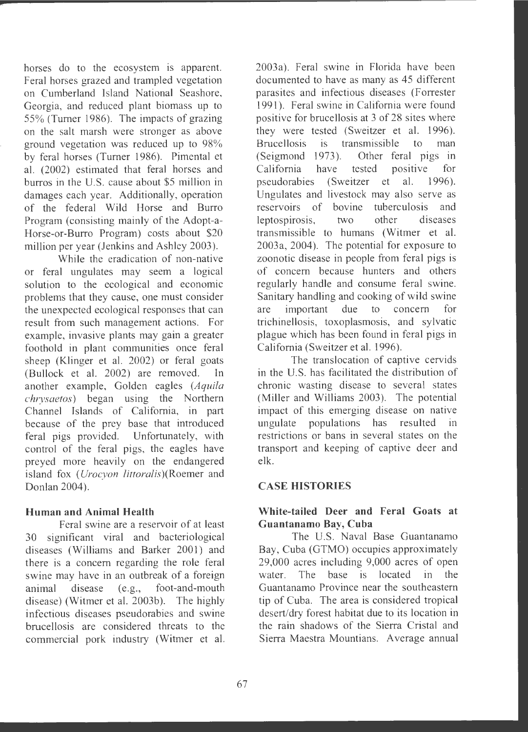horses do to the ecosystem is apparent. Feral horses grazed and trampled vegetation on Cumberland Island National Seashore, Georgia, and reduced plant biomass up to 55% (Turner 1986). The impacts of grazing on the salt marsh were stronger as above ground vegetation was reduced up to 98% by feral horses (Turner 1986). Pimental et al. (2002) estimated that feral horses and burros in the U.S. cause about $5 million in damages each year. Additionally, operation of the federal Wild Horse and Burro Program (consisting mainly of the Adopt-a-Horse-or-Burro Program) costs about $20 million per year (Jenkins and Ashley 2003).

While the eradication of non-native or feral ungulates may seem a logical solution to the ecological and economic problems that they cause, one must consider the unexpected ecological responses that can result from such management actions. For example, invasive plants may gain a greater foothold in plant communities once feral sheep (Klinger et al. 2002) or feral goats (Bullock et al. 2002) are removed. In another example, Golden eagles (*Aquila chrysaetos*) began using the Northern Channel Islands of California, in part because of the prey base that introduced feral pigs provided. Unfortunately, with control of the feral pigs, the eagles have preyed more heavily on the endangered island fox (*Urocyon littoralis*)(Roemer and Donlan 2004).

## Human and Animal Health

Feral swine are a reservoir of at least 30 significant viral and bacteriological diseases (Williams and Barker 2001) and there is a concern regarding the role feral swine may have in an outbreak of a foreign animal disease (e.g., foot-and-mouth disease) (Witmer et al. 2003b). The highly infectious diseases pseudorabies and swine brucellosis are considered threats to the commercial pork industry (Witmer et al. 2003a). Feral swine in Florida have been documented to have as many as 45 different parasites and infectious diseases (Forrester 1991). Feral swine in California were found positive for brucellosis at 3 of 28 sites where they were tested (Sweitzer et al. 1996). Brucellosis is transmissible to man (Seigmond 1973). Other feral pigs in California have tested positive for pseudorabies (Sweitzer et al. 1996). Ungulates and livestock may also serve as reservoirs of bovine tuberculosis and leptospirosis, two other diseases transmissible to humans (Witmer et al. 2003a, 2004). The potential for exposure to zoonotic disease in people from feral pigs is of concern because hunters and others regularly handle and consume feral swine. Sanitary handling and cooking of wild swine are important due to concern for trichinellosis, toxoplasmosis, and sylvatic plague which has been found in feral pigs in California (Sweitzer et al. 1996).

The translocation of captive cervids in the U.S. has facilitated the distribution of chronic wasting disease to several states (Miller and Williams 2003). The potential impact of this emerging disease on native ungulate populations has resulted in restrictions or bans in several states on the transport and keeping of captive deer and elk.

## CASE HISTORIES

### White-tailed Deer and Feral Goats at Guantanamo Bay, Cuba

The U.S. Naval Base Guantanamo Bay, Cuba (GTMO) occupies approximately 29,000 acres including 9,000 acres of open water. The base is located in the Guantanamo Province near the southeastern tip of Cuba. The area is considered tropical desert/dry forest habitat due to its location in the rain shadows of the Sierra Cristal and Sierra Maestra Mountians. Average annual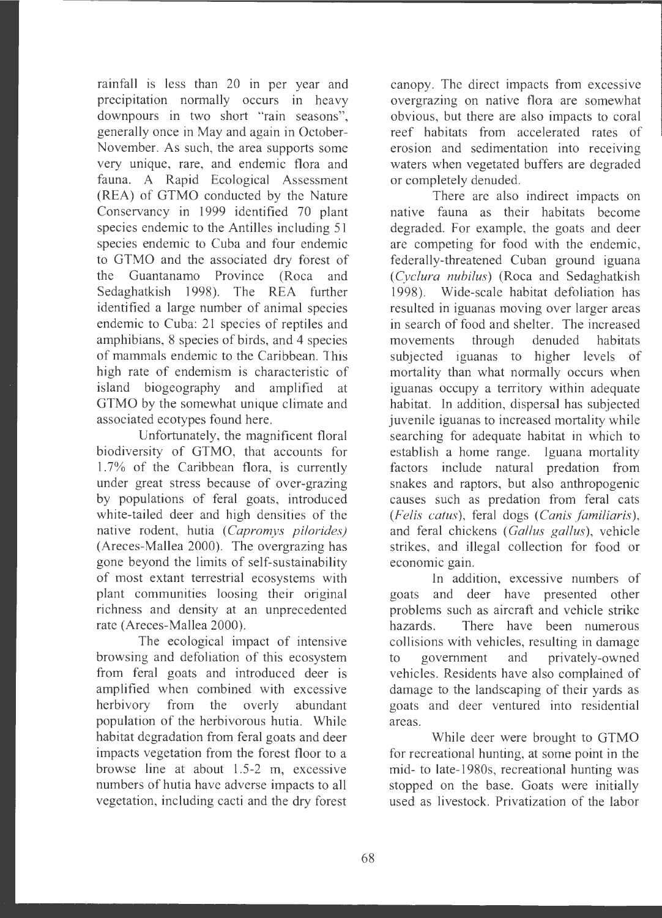rainfall is less than 20 in per year and precipitation normally occurs in heavy downpours in two short "rain seasons", generally once in May and again in October-November. As such, the area supports some very unique, rare, and endemic flora and fauna. A Rapid Ecological Assessment (REA) of GTMO conducted by the Nature Conservancy in 1999 identified 70 plant species endemic to the Antilles including 51 species endemic to Cuba and four endemic to GTMO and the associated dry forest of the Guantanamo Province (Roca and Sedaghatkish 1998). The REA further identified a large number of animal species endemic to Cuba: 21 species of reptiles and amphibians, 8 species of birds, and 4 species of mammals endemic to the Caribbean. This high rate of endemism is characteristic of island biogeography and amplified at GTMO by the somewhat unique climate and associated ecotypes found here.

Unfortunately, the magnificent floral biodiversity of GTMO, that accounts for 1.7% of the Caribbean flora, is currently under great stress because of over-grazing by populations of feral goats, introduced white-tailed deer and high densities of the native rodent, hutia (*Capromys pilorides*) (Areces-Mallea 2000). The overgrazing has gone beyond the limits of self-sustainability of most extant terrestrial ecosystems with plant communities loosing their original richness and density at an unprecedented rate (Areces-Mallea 2000).

The ecological impact of intensive browsing and defoliation of this ecosystem from feral goats and introduced deer is amplified when combined with excessive herbivory from the overly abundant population of the herbivorous hutia. While habitat degradation from feral goats and deer impacts vegetation from the forest floor to a browse line at about 1.5-2 m, excessive numbers of hutia have adverse impacts to all vegetation, including cacti and the dry forest canopy. The direct impacts from excessive overgrazing on native flora are somewhat obvious, but there are also impacts to coral reef habitats from accelerated rates of erosion and sedimentation into receiving waters when vegetated buffers are degraded or completely denuded.

There are also indirect impacts on native fauna as their habitats become degraded. For example, the goats and deer are competing for food with the endemic, federally-threatened Cuban ground iguana (*Cyclura nubilus*) (Roca and Sedaghatkish 1998). Wide-scale habitat defoliation has resulted in iguanas moving over larger areas in search of food and shelter. The increased movements through denuded habitats subjected iguanas to higher levels of mortality than what normally occurs when iguanas occupy a territory within adequate habitat. In addition, dispersal has subjected juvenile iguanas to increased mortality while searching for adequate habitat in which to establish a home range. Iguana mortality factors include natural predation from snakes and raptors, but also anthropogenic causes such as predation from feral cats (*Felis catus*), feral dogs (*Canis familiaris*), and feral chickens (*Gallus gallus*), vehicle strikes, and illegal collection for food or economic gain.

In addition, excessive numbers of goats and deer have presented other problems such as aircraft and vehicle strike hazards. There have been numerous collisions with vehicles, resulting in damage to government and privately-owned vehicles. Residents have also complained of damage to the landscaping of their yards as goats and deer ventured into residential areas.

While deer were brought to GTMO for recreational hunting, at some point in the mid- to late-1980s, recreational hunting was stopped on the base. Goats were initially used as livestock. Privatization of the labor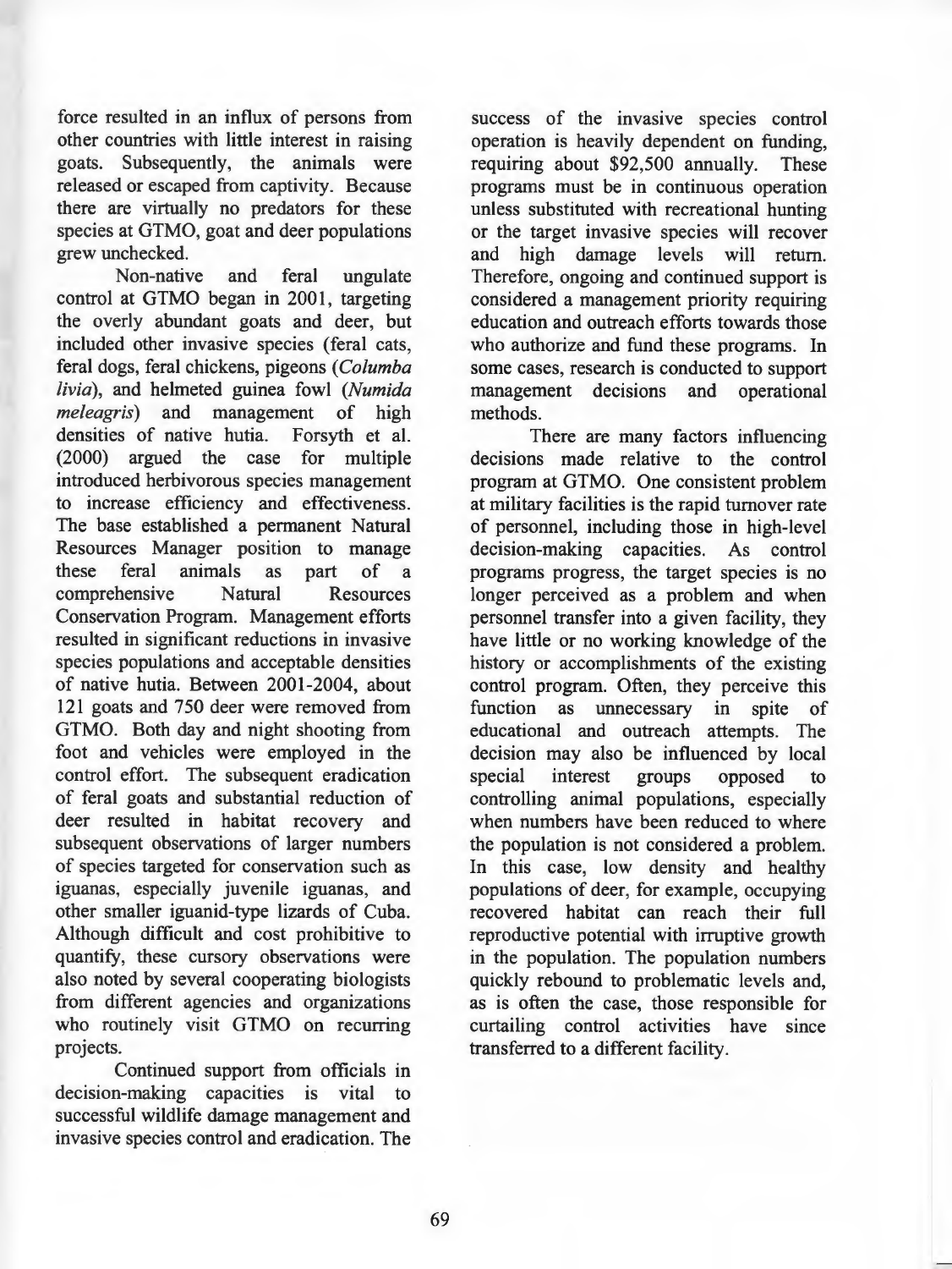force resulted in an influx of persons from other countries with little interest in raising goats. Subsequently, the animals were released or escaped from captivity. Because there are virtually no predators for these species at GTMO, goat and deer populations grew unchecked.

Non-native and feral ungulate control at GTMO began in 2001, targeting the overly abundant goats and deer, but included other invasive species (feral cats, feral dogs, feral chickens, pigeons (*Columba livia*), and helmeted guinea fowl (*Numida meleagris*) and management of high densities of native hutia. Forsyth et al. (2000) argued the case for multiple introduced herbivorous species management to increase efficiency and effectiveness. The base established a permanent Natural Resources Manager position to manage these feral animals as part of a comprehensive Natural Resources Conservation Program. Management efforts resulted in significant reductions in invasive species populations and acceptable densities of native hutia. Between 2001-2004, about 121 goats and 750 deer were removed from GTMO. Both day and night shooting from foot and vehicles were employed in the control effort. The subsequent eradication of feral goats and substantial reduction of deer resulted in habitat recovery and subsequent observations of larger numbers of species targeted for conservation such as iguanas, especially juvenile iguanas, and other smaller iguanid-type lizards of Cuba. Although difficult and cost prohibitive to quantify, these cursory observations were also noted by several cooperating biologists from different agencies and organizations who routinely visit GTMO on recurring projects.

Continued support from officials in decision-making capacities is vital to successful wildlife damage management and invasive species control and eradication. The success of the invasive species control operation is heavily dependent on funding, requiring about $92,500 annually. These programs must be in continuous operation unless substituted with recreational hunting or the target invasive species will recover and high damage levels will return. Therefore, ongoing and continued support is considered a management priority requiring education and outreach efforts towards those who authorize and fund these programs. In some cases, research is conducted to support management decisions and operational methods.

There are many factors influencing decisions made relative to the control program at GTMO. One consistent problem at military facilities is the rapid turnover rate of personnel, including those in high-level decision-making capacities. As control programs progress, the target species is no longer perceived as a problem and when personnel transfer into a given facility, they have little or no working knowledge of the history or accomplishments of the existing control program. Often, they perceive this function as unnecessary in spite of educational and outreach attempts. The decision may also be influenced by local special interest groups opposed to controlling animal populations, especially when numbers have been reduced to where the population is not considered a problem. In this case, low density and healthy populations of deer, for example, occupying recovered habitat can reach their full reproductive potential with irruptive growth in the population. The population numbers quickly rebound to problematic levels and, as is often the case, those responsible for curtailing control activities have since transferred to a different facility.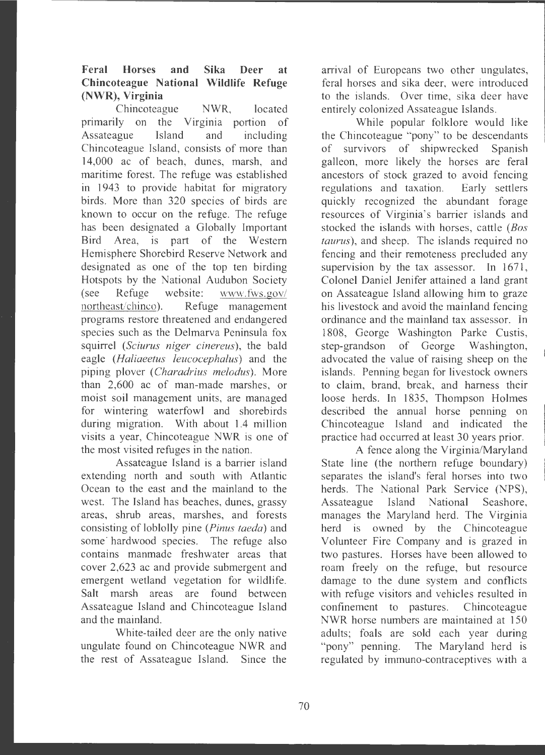**Feral Horses and Sika Deer at Chincoteague National Wildlife Refuge (NWR), Virginia**

Chincoteague NWR, located primarily on the Virginia portion of Assateague Island and including Chincoteague Island, consists of more than 14,000 ac of beach, dunes, marsh, and maritime forest. The refuge was established in 1943 to provide habitat for migratory birds. More than 320 species of birds are known to occur on the refuge. The refuge has been designated a Globally Important Bird Area, is part of the Western Hemisphere Shorebird Reserve Network and designated as one of the top ten birding Hotspots by the National Audubon Society (see Refuge website: www.fws.gov/northeast/chinco). Refuge management programs restore threatened and endangered species such as the Delmarva Peninsula fox squirrel (*Sciurus niger cinereus*), the bald eagle (*Haliaeetus leucocephalus*) and the piping plover (*Charadrius melodus*). More than 2,600 ac of man-made marshes, or moist soil management units, are managed for wintering waterfowl and shorebirds during migration. With about 1.4 million visits a year, Chincoteague NWR is one of the most visited refuges in the nation.

Assateague Island is a barrier island extending north and south with Atlantic Ocean to the east and the mainland to the west. The Island has beaches, dunes, grassy areas, shrub areas, marshes, and forests consisting of loblolly pine (*Pinus taeda*) and some hardwood species. The refuge also contains manmade freshwater areas that cover 2,623 ac and provide submergent and emergent wetland vegetation for wildlife. Salt marsh areas are found between Assateague Island and Chincoteague Island and the mainland.

White-tailed deer are the only native ungulate found on Chincoteague NWR and the rest of Assateague Island. Since the arrival of Europeans two other ungulates, feral horses and sika deer, were introduced to the islands. Over time, sika deer have entirely colonized Assateague Islands.

While popular folklore would like the Chincoteague "pony" to be descendants of survivors of shipwrecked Spanish galleon, more likely the horses are feral ancestors of stock grazed to avoid fencing regulations and taxation. Early settlers quickly recognized the abundant forage resources of Virginia's barrier islands and stocked the islands with horses, cattle (*Bos taurus*), and sheep. The islands required no fencing and their remoteness precluded any supervision by the tax assessor. In 1671, Colonel Daniel Jenifer attained a land grant on Assateague Island allowing him to graze his livestock and avoid the mainland fencing ordinance and the mainland tax assessor. In 1808, George Washington Parke Custis, step-grandson of George Washington, advocated the value of raising sheep on the islands. Penning began for livestock owners to claim, brand, break, and harness their loose herds. In 1835, Thompson Holmes described the annual horse penning on Chincoteague Island and indicated the practice had occurred at least 30 years prior.

A fence along the Virginia/Maryland State line (the northern refuge boundary) separates the island's feral horses into two herds. The National Park Service (NPS), Assateague Island National Seashore, manages the Maryland herd. The Virginia herd is owned by the Chincoteague Volunteer Fire Company and is grazed in two pastures. Horses have been allowed to roam freely on the refuge, but resource damage to the dune system and conflicts with refuge visitors and vehicles resulted in confinement to pastures. Chincoteague NWR horse numbers are maintained at 150 adults; foals are sold each year during "pony" penning. The Maryland herd is regulated by immuno-contraceptives with a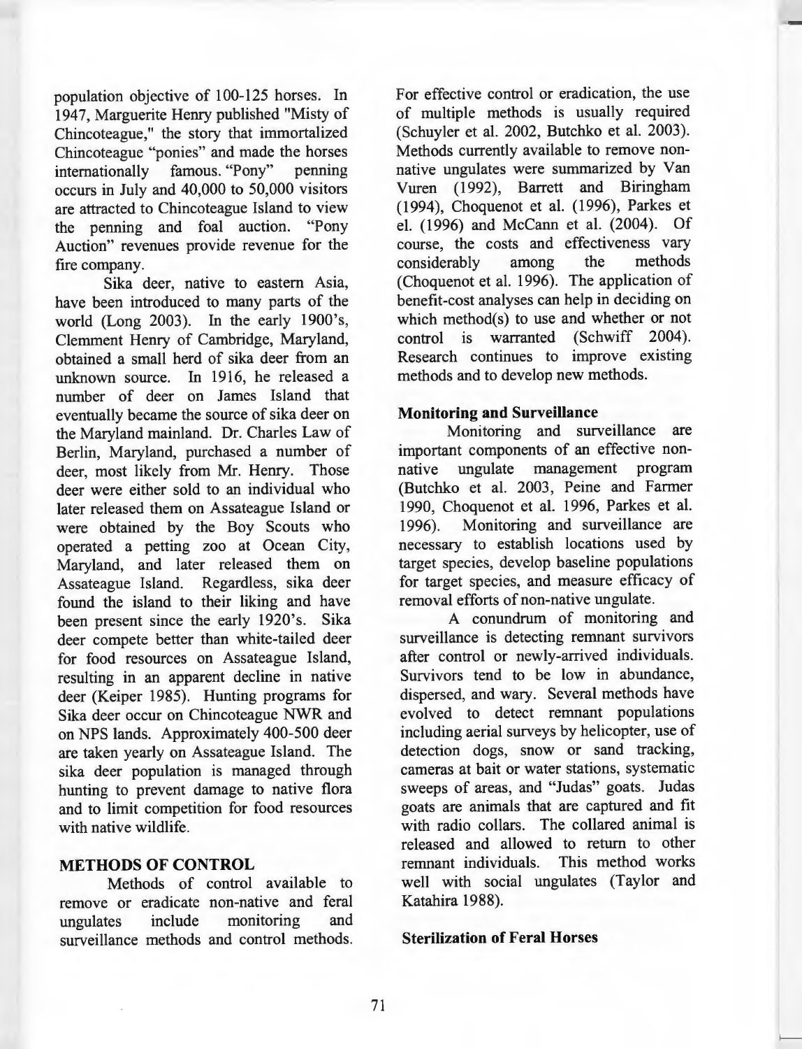population objective of 100-125 horses. In 1947, Marguerite Henry published "Misty of Chincoteague," the story that immortalized Chincoteague "ponies" and made the horses internationally famous. "Pony" penning occurs in July and 40,000 to 50,000 visitors are attracted to Chincoteague Island to view the penning and foal auction. "Pony Auction" revenues provide revenue for the fire company.

Sika deer, native to eastern Asia, have been introduced to many parts of the world (Long 2003). In the early 1900's, Clemment Henry of Cambridge, Maryland, obtained a small herd of sika deer from an unknown source. In 1916, he released a number of deer on James Island that eventually became the source of sika deer on the Maryland mainland. Dr. Charles Law of Berlin, Maryland, purchased a number of deer, most likely from Mr. Henry. Those deer were either sold to an individual who later released them on Assateague Island or were obtained by the Boy Scouts who operated a petting zoo at Ocean City, Maryland, and later released them on Assateague Island. Regardless, sika deer found the island to their liking and have been present since the early 1920's. Sika deer compete better than white-tailed deer for food resources on Assateague Island, resulting in an apparent decline in native deer (Keiper 1985). Hunting programs for Sika deer occur on Chincoteague NWR and on NPS lands. Approximately 400-500 deer are taken yearly on Assateague Island. The sika deer population is managed through hunting to prevent damage to native flora and to limit competition for food resources with native wildlife.

## METHODS OF CONTROL

Methods of control available to remove or eradicate non-native and feral ungulates include monitoring and surveillance methods and control methods. For effective control or eradication, the use of multiple methods is usually required (Schuyler et al. 2002, Butchko et al. 2003). Methods currently available to remove non-native ungulates were summarized by Van Vuren (1992), Barrett and Biringham (1994), Choquenot et al. (1996), Parkes et el. (1996) and McCann et al. (2004). Of course, the costs and effectiveness vary considerably among the methods (Choquenot et al. 1996). The application of benefit-cost analyses can help in deciding on which method(s) to use and whether or not control is warranted (Schwiff 2004). Research continues to improve existing methods and to develop new methods.

### Monitoring and Surveillance

Monitoring and surveillance are important components of an effective non-native ungulate management program (Butchko et al. 2003, Peine and Farmer 1990, Choquenot et al. 1996, Parkes et al. 1996). Monitoring and surveillance are necessary to establish locations used by target species, develop baseline populations for target species, and measure efficacy of removal efforts of non-native ungulate.

A conundrum of monitoring and surveillance is detecting remnant survivors after control or newly-arrived individuals. Survivors tend to be low in abundance, dispersed, and wary. Several methods have evolved to detect remnant populations including aerial surveys by helicopter, use of detection dogs, snow or sand tracking, cameras at bait or water stations, systematic sweeps of areas, and "Judas" goats. Judas goats are animals that are captured and fit with radio collars. The collared animal is released and allowed to return to other remnant individuals. This method works well with social ungulates (Taylor and Katahira 1988).

### Sterilization of Feral Horses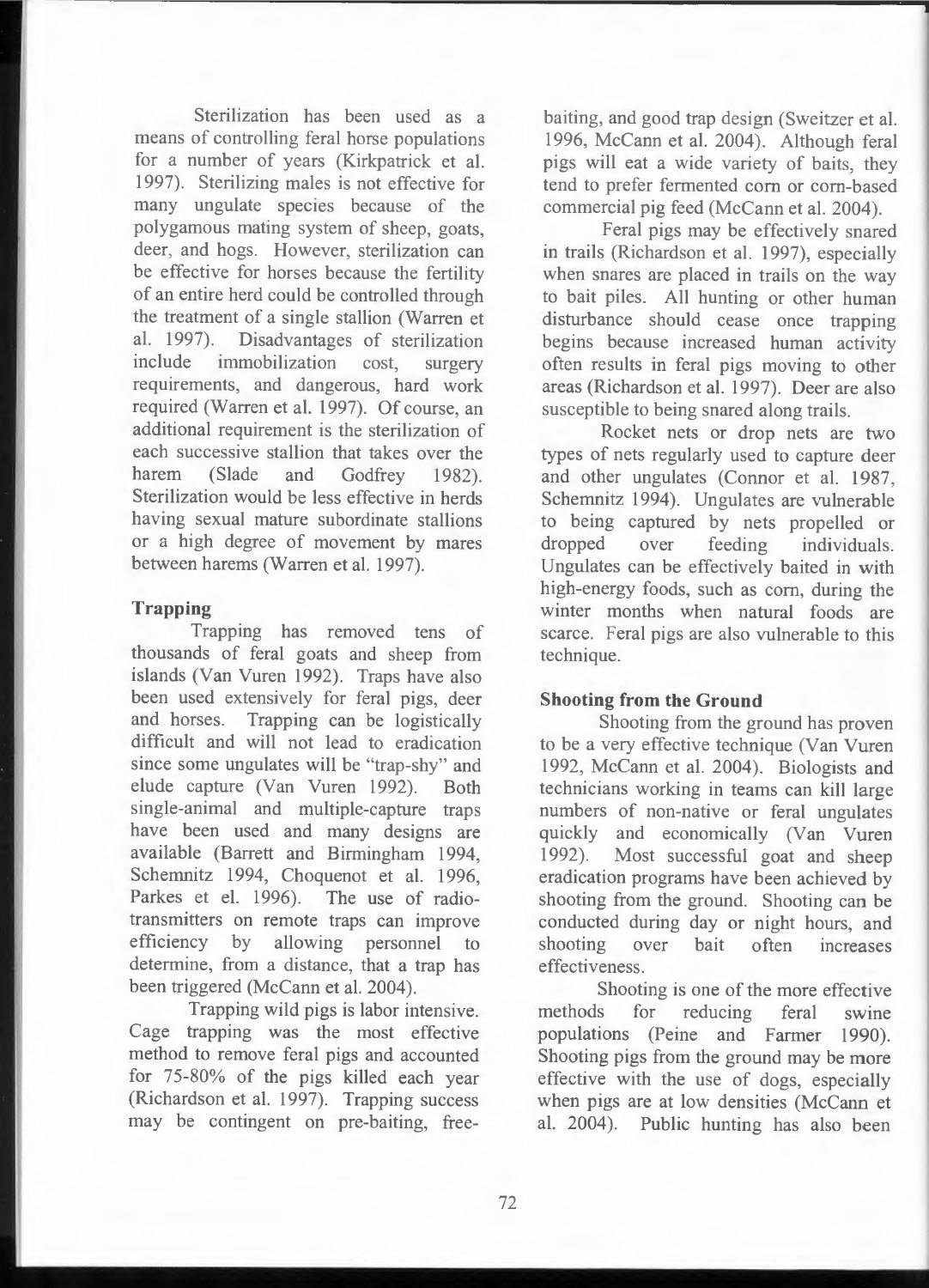Sterilization has been used as a means of controlling feral horse populations for a number of years (Kirkpatrick et al. 1997). Sterilizing males is not effective for many ungulate species because of the polygamous mating system of sheep, goats, deer, and hogs. However, sterilization can be effective for horses because the fertility of an entire herd could be controlled through the treatment of a single stallion (Warren et al. 1997). Disadvantages of sterilization include immobilization cost, surgery requirements, and dangerous, hard work required (Warren et al. 1997). Of course, an additional requirement is the sterilization of each successive stallion that takes over the harem (Slade and Godfrey 1982). Sterilization would be less effective in herds having sexual mature subordinate stallions or a high degree of movement by mares between harems (Warren et al. 1997).

### Trapping

Trapping has removed tens of thousands of feral goats and sheep from islands (Van Vuren 1992). Traps have also been used extensively for feral pigs, deer and horses. Trapping can be logistically difficult and will not lead to eradication since some ungulates will be "trap-shy" and elude capture (Van Vuren 1992). Both single-animal and multiple-capture traps have been used and many designs are available (Barrett and Birmingham 1994, Schemnitz 1994, Choquenot et al. 1996, Parkes et el. 1996). The use of radio-transmitters on remote traps can improve efficiency by allowing personnel to determine, from a distance, that a trap has been triggered (McCann et al. 2004).

Trapping wild pigs is labor intensive. Cage trapping was the most effective method to remove feral pigs and accounted for 75-80% of the pigs killed each year (Richardson et al. 1997). Trapping success may be contingent on pre-baiting, free-baiting, and good trap design (Sweitzer et al. 1996, McCann et al. 2004). Although feral pigs will eat a wide variety of baits, they tend to prefer fermented corn or corn-based commercial pig feed (McCann et al. 2004).

Feral pigs may be effectively snared in trails (Richardson et al. 1997), especially when snares are placed in trails on the way to bait piles. All hunting or other human disturbance should cease once trapping begins because increased human activity often results in feral pigs moving to other areas (Richardson et al. 1997). Deer are also susceptible to being snared along trails.

Rocket nets or drop nets are two types of nets regularly used to capture deer and other ungulates (Connor et al. 1987, Schemnitz 1994). Ungulates are vulnerable to being captured by nets propelled or dropped over feeding individuals. Ungulates can be effectively baited in with high-energy foods, such as corn, during the winter months when natural foods are scarce. Feral pigs are also vulnerable to this technique.

### Shooting from the Ground

Shooting from the ground has proven to be a very effective technique (Van Vuren 1992, McCann et al. 2004). Biologists and technicians working in teams can kill large numbers of non-native or feral ungulates quickly and economically (Van Vuren 1992). Most successful goat and sheep eradication programs have been achieved by shooting from the ground. Shooting can be conducted during day or night hours, and shooting over bait often increases effectiveness.

Shooting is one of the more effective methods for reducing feral swine populations (Peine and Farmer 1990). Shooting pigs from the ground may be more effective with the use of dogs, especially when pigs are at low densities (McCann et al. 2004). Public hunting has also been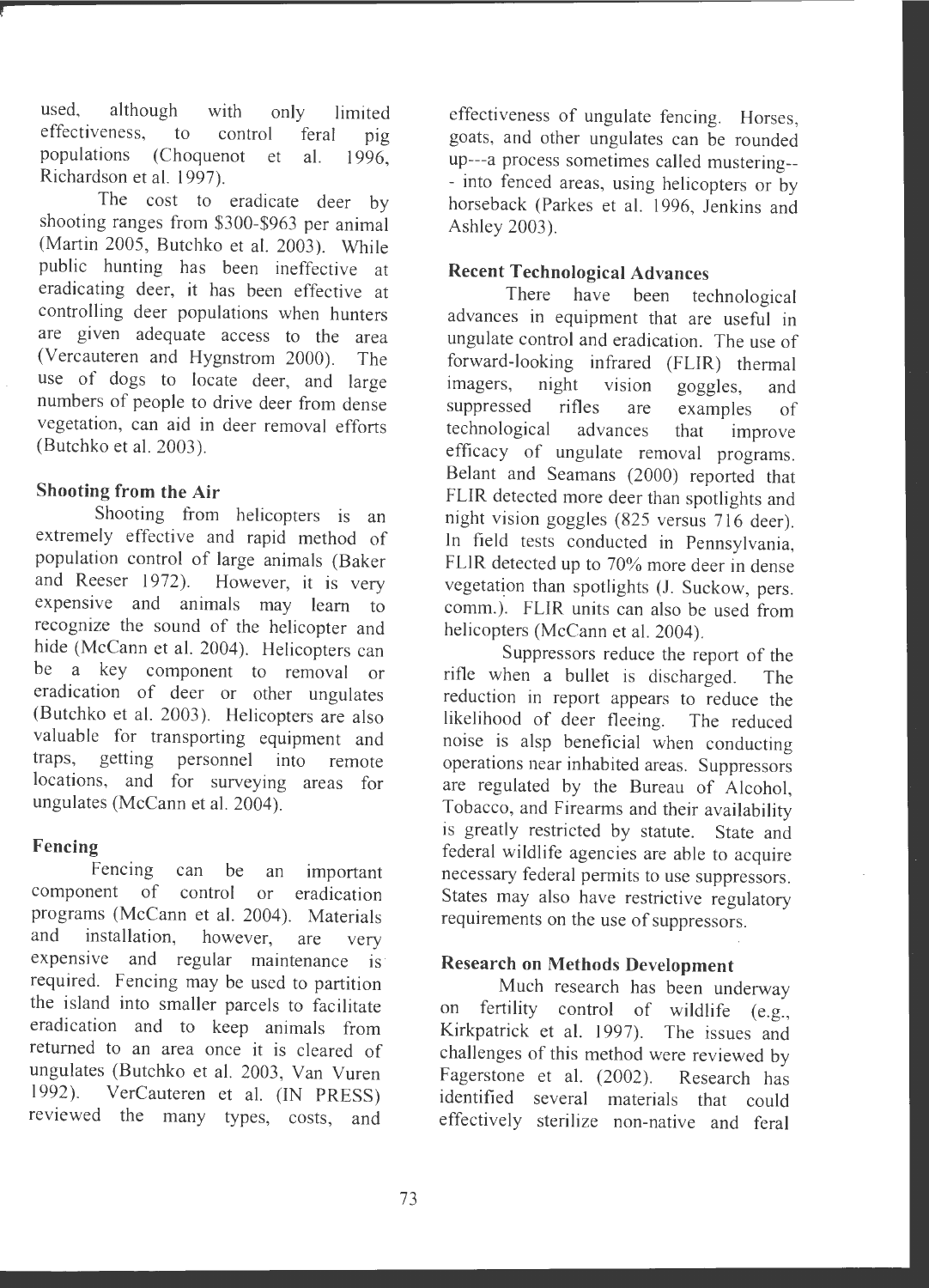used, although with only limited effectiveness, to control feral pig populations (Choquenot et al. 1996, Richardson et al. 1997).

The cost to eradicate deer by shooting ranges from $300-$963 per animal (Martin 2005, Butchko et al. 2003). While public hunting has been ineffective at eradicating deer, it has been effective at controlling deer populations when hunters are given adequate access to the area (Vercauteren and Hygnstrom 2000). The use of dogs to locate deer, and large numbers of people to drive deer from dense vegetation, can aid in deer removal efforts (Butchko et al. 2003).

### Shooting from the Air

Shooting from helicopters is an extremely effective and rapid method of population control of large animals (Baker and Reeser 1972). However, it is very expensive and animals may learn to recognize the sound of the helicopter and hide (McCann et al. 2004). Helicopters can be a key component to removal or eradication of deer or other ungulates (Butchko et al. 2003). Helicopters are also valuable for transporting equipment and traps, getting personnel into remote locations, and for surveying areas for ungulates (McCann et al. 2004).

### Fencing

Fencing can be an important component of control or eradication programs (McCann et al. 2004). Materials and installation, however, are very expensive and regular maintenance is required. Fencing may be used to partition the island into smaller parcels to facilitate eradication and to keep animals from returned to an area once it is cleared of ungulates (Butchko et al. 2003, Van Vuren 1992). VerCauteren et al. (IN PRESS) reviewed the many types, costs, and effectiveness of ungulate fencing. Horses, goats, and other ungulates can be rounded up---a process sometimes called mustering--- into fenced areas, using helicopters or by horseback (Parkes et al. 1996, Jenkins and Ashley 2003).

### Recent Technological Advances

There have been technological advances in equipment that are useful in ungulate control and eradication. The use of forward-looking infrared (FLIR) thermal imagers, night vision goggles, and suppressed rifles are examples of technological advances that improve efficacy of ungulate removal programs. Belant and Seamans (2000) reported that FLIR detected more deer than spotlights and night vision goggles (825 versus 716 deer). In field tests conducted in Pennsylvania, FLIR detected up to 70% more deer in dense vegetation than spotlights (J. Suckow, pers. comm.). FLIR units can also be used from helicopters (McCann et al. 2004).

Suppressors reduce the report of the rifle when a bullet is discharged. The reduction in report appears to reduce the likelihood of deer fleeing. The reduced noise is alsp beneficial when conducting operations near inhabited areas. Suppressors are regulated by the Bureau of Alcohol, Tobacco, and Firearms and their availability is greatly restricted by statute. State and federal wildlife agencies are able to acquire necessary federal permits to use suppressors. States may also have restrictive regulatory requirements on the use of suppressors.

### Research on Methods Development

Much research has been underway on fertility control of wildlife (e.g., Kirkpatrick et al. 1997). The issues and challenges of this method were reviewed by Fagerstone et al. (2002). Research has identified several materials that could effectively sterilize non-native and feral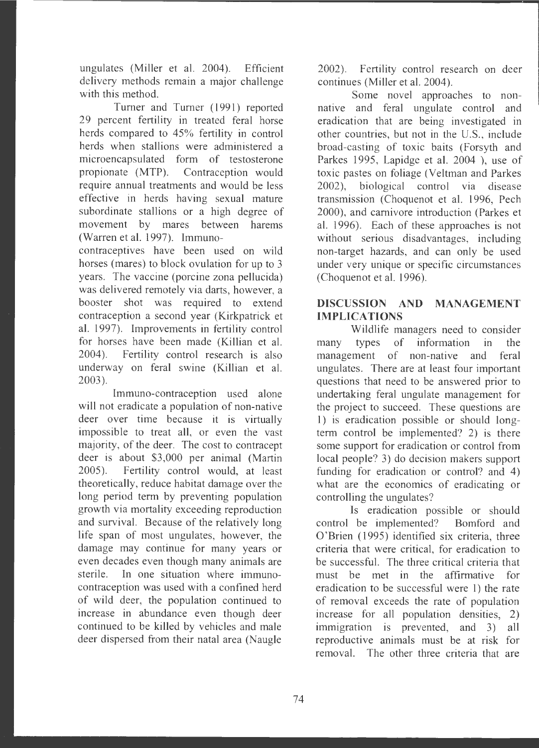ungulates (Miller et al. 2004). Efficient delivery methods remain a major challenge with this method.

Turner and Turner (1991) reported 29 percent fertility in treated feral horse herds compared to 45% fertility in control herds when stallions were administered a microencapsulated form of testosterone propionate (MTP). Contraception would require annual treatments and would be less effective in herds having sexual mature subordinate stallions or a high degree of movement by mares between harems (Warren et al. 1997). Immuno-contraceptives have been used on wild horses (mares) to block ovulation for up to 3 years. The vaccine (porcine zona pellucida) was delivered remotely via darts, however, a booster shot was required to extend contraception a second year (Kirkpatrick et al. 1997). Improvements in fertility control for horses have been made (Killian et al. 2004). Fertility control research is also underway on feral swine (Killian et al. 2003).

Immuno-contraception used alone will not eradicate a population of non-native deer over time because it is virtually impossible to treat all, or even the vast majority, of the deer. The cost to contracept deer is about $3,000 per animal (Martin 2005). Fertility control would, at least theoretically, reduce habitat damage over the long period term by preventing population growth via mortality exceeding reproduction and survival. Because of the relatively long life span of most ungulates, however, the damage may continue for many years or even decades even though many animals are sterile. In one situation where immuno-contraception was used with a confined herd of wild deer, the population continued to increase in abundance even though deer continued to be killed by vehicles and male deer dispersed from their natal area (Naugle 2002). Fertility control research on deer continues (Miller et al. 2004).

Some novel approaches to non-native and feral ungulate control and eradication that are being investigated in other countries, but not in the U.S., include broad-casting of toxic baits (Forsyth and Parkes 1995, Lapidge et al. 2004 ), use of toxic pastes on foliage (Veltman and Parkes 2002), biological control via disease transmission (Choquenot et al. 1996, Pech 2000), and carnivore introduction (Parkes et al. 1996). Each of these approaches is not without serious disadvantages, including non-target hazards, and can only be used under very unique or specific circumstances (Choquenot et al. 1996).

## DISCUSSION AND MANAGEMENT IMPLICATIONS

Wildlife managers need to consider many types of information in the management of non-native and feral ungulates. There are at least four important questions that need to be answered prior to undertaking feral ungulate management for the project to succeed. These questions are 1) is eradication possible or should long-term control be implemented? 2) is there some support for eradication or control from local people? 3) do decision makers support funding for eradication or control? and 4) what are the economics of eradicating or controlling the ungulates?

Is eradication possible or should control be implemented? Bomford and O'Brien (1995) identified six criteria, three criteria that were critical, for eradication to be successful. The three critical criteria that must be met in the affirmative for eradication to be successful were 1) the rate of removal exceeds the rate of population increase for all population densities, 2) immigration is prevented, and 3) all reproductive animals must be at risk for removal. The other three criteria that are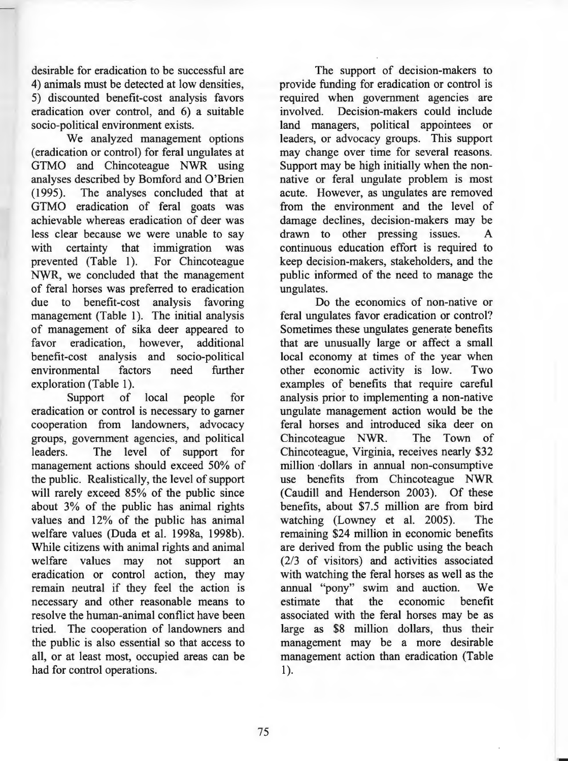desirable for eradication to be successful are 4) animals must be detected at low densities, 5) discounted benefit-cost analysis favors eradication over control, and 6) a suitable socio-political environment exists.

We analyzed management options (eradication or control) for feral ungulates at GTMO and Chincoteague NWR using analyses described by Bomford and O'Brien (1995). The analyses concluded that at GTMO eradication of feral goats was achievable whereas eradication of deer was less clear because we were unable to say with certainty that immigration was prevented (Table 1). For Chincoteague NWR, we concluded that the management of feral horses was preferred to eradication due to benefit-cost analysis favoring management (Table 1). The initial analysis of management of sika deer appeared to favor eradication, however, additional benefit-cost analysis and socio-political environmental factors need further exploration (Table 1).

Support of local people for eradication or control is necessary to garner cooperation from landowners, advocacy groups, government agencies, and political leaders. The level of support for management actions should exceed 50% of the public. Realistically, the level of support will rarely exceed 85% of the public since about 3% of the public has animal rights values and 12% of the public has animal welfare values (Duda et al. 1998a, 1998b). While citizens with animal rights and animal welfare values may not support an eradication or control action, they may remain neutral if they feel the action is necessary and other reasonable means to resolve the human-animal conflict have been tried. The cooperation of landowners and the public is also essential so that access to all, or at least most, occupied areas can be had for control operations.

The support of decision-makers to provide funding for eradication or control is required when government agencies are involved. Decision-makers could include land managers, political appointees or leaders, or advocacy groups. This support may change over time for several reasons. Support may be high initially when the non-native or feral ungulate problem is most acute. However, as ungulates are removed from the environment and the level of damage declines, decision-makers may be drawn to other pressing issues. A continuous education effort is required to keep decision-makers, stakeholders, and the public informed of the need to manage the ungulates.

Do the economics of non-native or feral ungulates favor eradication or control? Sometimes these ungulates generate benefits that are unusually large or affect a small local economy at times of the year when other economic activity is low. Two examples of benefits that require careful analysis prior to implementing a non-native ungulate management action would be the feral horses and introduced sika deer on Chincoteague NWR. The Town of Chincoteague, Virginia, receives nearly $32 million dollars in annual non-consumptive use benefits from Chincoteague NWR (Caudill and Henderson 2003). Of these benefits, about $7.5 million are from bird watching (Lowney et al. 2005). The remaining $24 million in economic benefits are derived from the public using the beach (2/3 of visitors) and activities associated with watching the feral horses as well as the annual "pony" swim and auction. We estimate that the economic benefit associated with the feral horses may be as large as $8 million dollars, thus their management may be a more desirable management action than eradication (Table 1).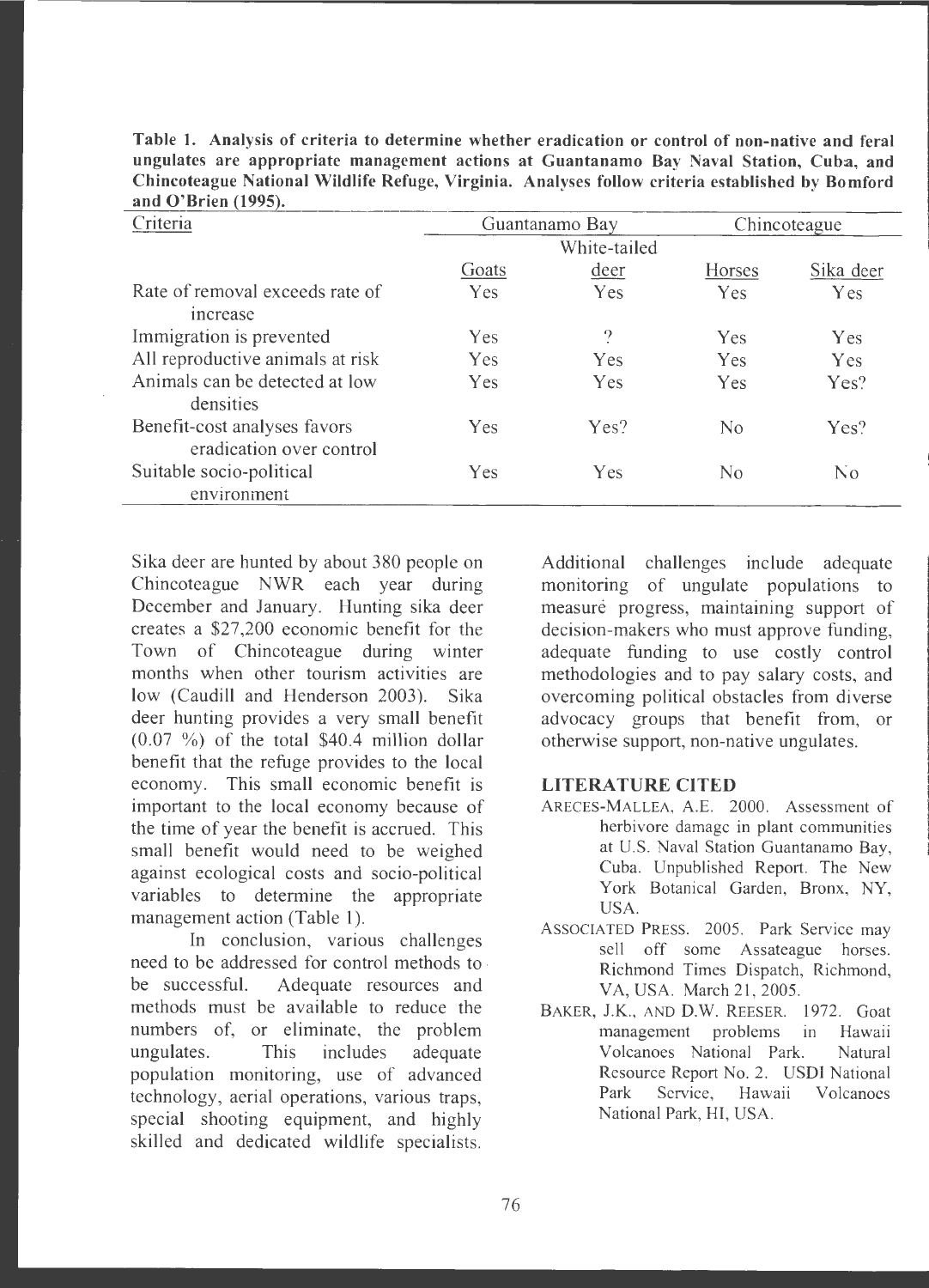**Table 1. Analysis of criteria to determine whether eradication or control of non-native and feral ungulates are appropriate management actions at Guantanamo Bay Naval Station, Cuba, and Chincoteague National Wildlife Refuge, Virginia. Analyses follow criteria established by Bomford and O'Brien (1995).**

| Criteria | Guantanamo Bay | | Chincoteague | |
|---|---|---|---|---|
| | Goats | White-tailed deer | Horses | Sika deer |
| Rate of removal exceeds rate of increase | Yes | Yes | Yes | Yes |
| Immigration is prevented | Yes | ? | Yes | Yes |
| All reproductive animals at risk | Yes | Yes | Yes | Yes |
| Animals can be detected at low densities | Yes | Yes | Yes | Yes? |
| Benefit-cost analyses favors eradication over control | Yes | Yes? | No | Yes? |
| Suitable socio-political environment | Yes | Yes | No | No |

Sika deer are hunted by about 380 people on Chincoteague NWR each year during December and January. Hunting sika deer creates a $27,200 economic benefit for the Town of Chincoteague during winter months when other tourism activities are low (Caudill and Henderson 2003). Sika deer hunting provides a very small benefit (0.07 %) of the total $40.4 million dollar benefit that the refuge provides to the local economy. This small economic benefit is important to the local economy because of the time of year the benefit is accrued. This small benefit would need to be weighed against ecological costs and socio-political variables to determine the appropriate management action (Table 1).

In conclusion, various challenges need to be addressed for control methods to be successful. Adequate resources and methods must be available to reduce the numbers of, or eliminate, the problem ungulates. This includes adequate population monitoring, use of advanced technology, aerial operations, various traps, special shooting equipment, and highly skilled and dedicated wildlife specialists. Additional challenges include adequate monitoring of ungulate populations to measure progress, maintaining support of decision-makers who must approve funding, adequate funding to use costly control methodologies and to pay salary costs, and overcoming political obstacles from diverse advocacy groups that benefit from, or otherwise support, non-native ungulates.

## LITERATURE CITED

ARECES-MALLEA, A.E. 2000. Assessment of herbivore damage in plant communities at U.S. Naval Station Guantanamo Bay, Cuba. Unpublished Report. The New York Botanical Garden, Bronx, NY, USA.

ASSOCIATED PRESS. 2005. Park Service may sell off some Assateague horses. Richmond Times Dispatch, Richmond, VA, USA. March 21, 2005.

BAKER, J.K., AND D.W. REESER. 1972. Goat management problems in Hawaii Volcanoes National Park. Natural Resource Report No. 2. USDI National Park Service, Hawaii Volcanoes National Park, HI, USA.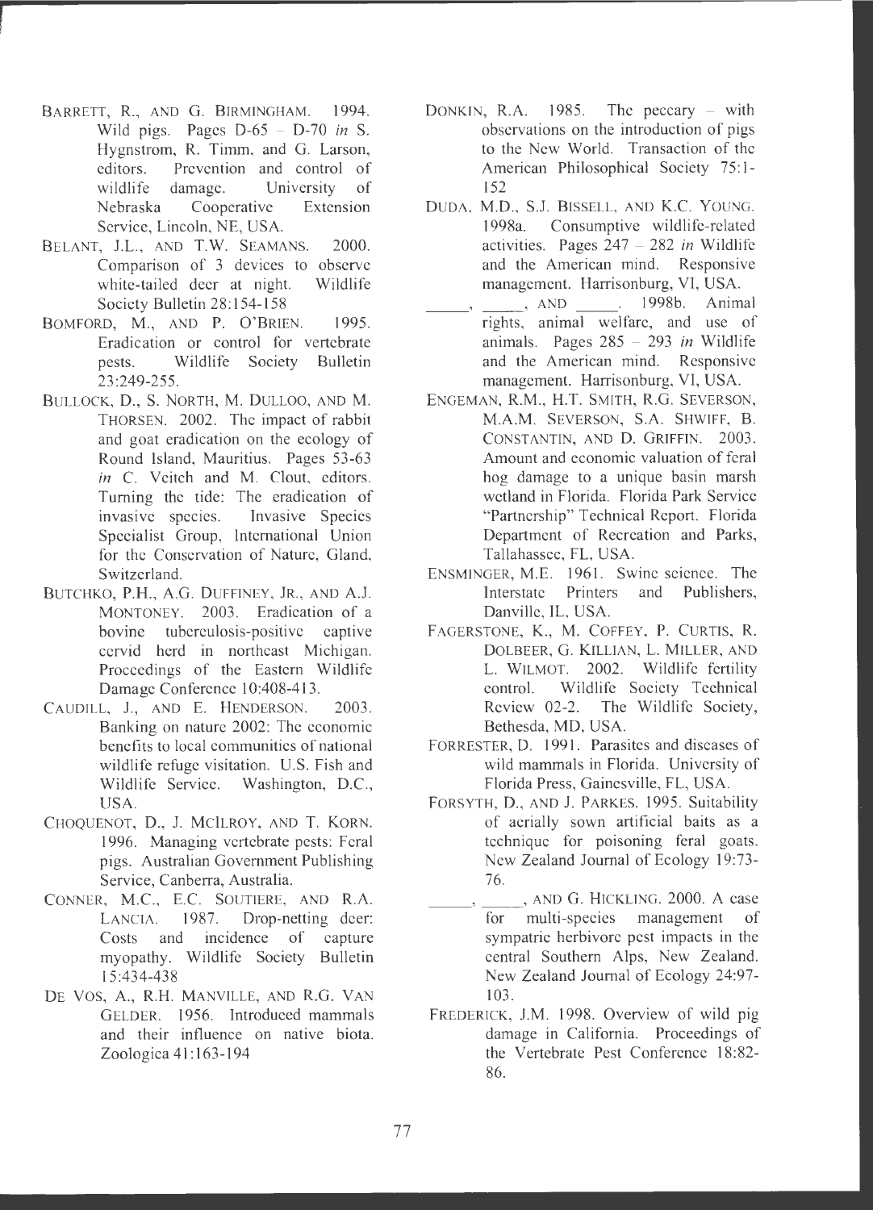BARRETT, R., AND G. BIRMINGHAM. 1994. Wild pigs. Pages D-65 – D-70 *in* S. Hygnstrom, R. Timm, and G. Larson, editors. Prevention and control of wildlife damage. University of Nebraska Cooperative Extension Service, Lincoln, NE, USA.

BELANT, J.L., AND T.W. SEAMANS. 2000. Comparison of 3 devices to observe white-tailed deer at night. Wildlife Society Bulletin 28:154-158

BOMFORD, M., AND P. O'BRIEN. 1995. Eradication or control for vertebrate pests. Wildlife Society Bulletin 23:249-255.

BULLOCK, D., S. NORTH, M. DULLOO, AND M. THORSEN. 2002. The impact of rabbit and goat eradication on the ecology of Round Island, Mauritius. Pages 53-63 *in* C. Veitch and M. Clout, editors. Turning the tide: The eradication of invasive species. Invasive Species Specialist Group, International Union for the Conservation of Nature, Gland, Switzerland.

BUTCHKO, P.H., A.G. DUFFINEY, JR., AND A.J. MONTONEY. 2003. Eradication of a bovine tuberculosis-positive captive cervid herd in northeast Michigan. Proceedings of the Eastern Wildlife Damage Conference 10:408-413.

CAUDILL, J., AND E. HENDERSON. 2003. Banking on nature 2002: The economic benefits to local communities of national wildlife refuge visitation. U.S. Fish and Wildlife Service. Washington, D.C., USA.

CHOQUENOT, D., J. MCILROY, AND T. KORN. 1996. Managing vertebrate pests: Feral pigs. Australian Government Publishing Service, Canberra, Australia.

CONNER, M.C., E.C. SOUTIERE, AND R.A. LANCIA. 1987. Drop-netting deer: Costs and incidence of capture myopathy. Wildlife Society Bulletin 15:434-438

DE VOS, A., R.H. MANVILLE, AND R.G. VAN GELDER. 1956. Introduced mammals and their influence on native biota. Zoologica 41:163-194

DONKIN, R.A. 1985. The peccary – with observations on the introduction of pigs to the New World. Transaction of the American Philosophical Society 75:1-152

DUDA, M.D., S.J. BISSELL, AND K.C. YOUNG. 1998a. Consumptive wildlife-related activities. Pages 247 – 282 *in* Wildlife and the American mind. Responsive management. Harrisonburg, VI, USA.

_____, _____, AND _____. 1998b. Animal rights, animal welfare, and use of animals. Pages 285 – 293 *in* Wildlife and the American mind. Responsive management. Harrisonburg, VI, USA.

ENGEMAN, R.M., H.T. SMITH, R.G. SEVERSON, M.A.M. SEVERSON, S.A. SHWIFF, B. CONSTANTIN, AND D. GRIFFIN. 2003. Amount and economic valuation of feral hog damage to a unique basin marsh wetland in Florida. Florida Park Service "Partnership" Technical Report. Florida Department of Recreation and Parks, Tallahassee, FL, USA.

ENSMINGER, M.E. 1961. Swine science. The Interstate Printers and Publishers, Danville, IL, USA.

FAGERSTONE, K., M. COFFEY, P. CURTIS, R. DOLBEER, G. KILLIAN, L. MILLER, AND L. WILMOT. 2002. Wildlife fertility control. Wildlife Society Technical Review 02-2. The Wildlife Society, Bethesda, MD, USA.

FORRESTER, D. 1991. Parasites and diseases of wild mammals in Florida. University of Florida Press, Gainesville, FL, USA.

FORSYTH, D., AND J. PARKES. 1995. Suitability of aerially sown artificial baits as a technique for poisoning feral goats. New Zealand Journal of Ecology 19:73-76.

_____, _____, AND G. HICKLING. 2000. A case for multi-species management of sympatric herbivore pest impacts in the central Southern Alps, New Zealand. New Zealand Journal of Ecology 24:97-103.

FREDERICK, J.M. 1998. Overview of wild pig damage in California. Proceedings of the Vertebrate Pest Conference 18:82-86.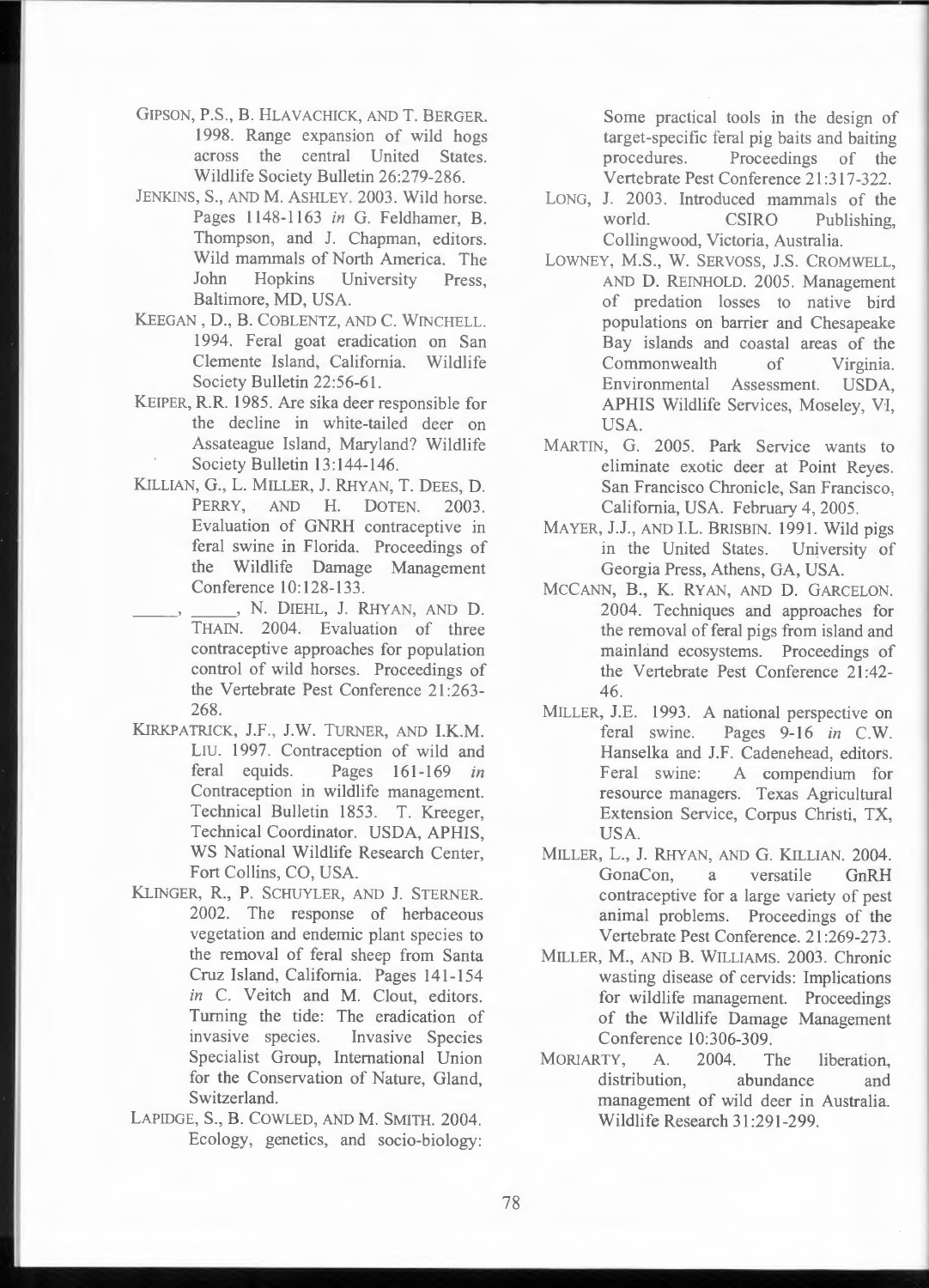GIPSON, P.S., B. HLAVACHICK, AND T. BERGER. 1998. Range expansion of wild hogs across the central United States. Wildlife Society Bulletin 26:279-286.

JENKINS, S., AND M. ASHLEY. 2003. Wild horse. Pages 1148-1163 *in* G. Feldhamer, B. Thompson, and J. Chapman, editors. Wild mammals of North America. The John Hopkins University Press, Baltimore, MD, USA.

KEEGAN , D., B. COBLENTZ, AND C. WINCHELL. 1994. Feral goat eradication on San Clemente Island, California. Wildlife Society Bulletin 22:56-61.

KEIPER, R.R. 1985. Are sika deer responsible for the decline in white-tailed deer on Assateague Island, Maryland? Wildlife Society Bulletin 13:144-146.

KILLIAN, G., L. MILLER, J. RHYAN, T. DEES, D. PERRY, AND H. DOTEN. 2003. Evaluation of GNRH contraceptive in feral swine in Florida. Proceedings of the Wildlife Damage Management Conference 10:128-133.

_____, _____, N. DIEHL, J. RHYAN, AND D. THAIN. 2004. Evaluation of three contraceptive approaches for population control of wild horses. Proceedings of the Vertebrate Pest Conference 21:263-268.

KIRKPATRICK, J.F., J.W. TURNER, AND I.K.M. LIU. 1997. Contraception of wild and feral equids. Pages 161-169 *in* Contraception in wildlife management. Technical Bulletin 1853. T. Kreeger, Technical Coordinator. USDA, APHIS, WS National Wildlife Research Center, Fort Collins, CO, USA.

KLINGER, R., P. SCHUYLER, AND J. STERNER. 2002. The response of herbaceous vegetation and endemic plant species to the removal of feral sheep from Santa Cruz Island, California. Pages 141-154 *in* C. Veitch and M. Clout, editors. Turning the tide: The eradication of invasive species. Invasive Species Specialist Group, International Union for the Conservation of Nature, Gland, Switzerland.

LAPIDGE, S., B. COWLED, AND M. SMITH. 2004. Ecology, genetics, and socio-biology: Some practical tools in the design of target-specific feral pig baits and baiting procedures. Proceedings of the Vertebrate Pest Conference 21:317-322.

LONG, J. 2003. Introduced mammals of the world. CSIRO Publishing, Collingwood, Victoria, Australia.

LOWNEY, M.S., W. SERVOSS, J.S. CROMWELL, AND D. REINHOLD. 2005. Management of predation losses to native bird populations on barrier and Chesapeake Bay islands and coastal areas of the Commonwealth of Virginia. Environmental Assessment. USDA, APHIS Wildlife Services, Moseley, VI, USA.

MARTIN, G. 2005. Park Service wants to eliminate exotic deer at Point Reyes. San Francisco Chronicle, San Francisco, California, USA. February 4, 2005.

MAYER, J.J., AND I.L. BRISBIN. 1991. Wild pigs in the United States. University of Georgia Press, Athens, GA, USA.

MCCANN, B., K. RYAN, AND D. GARCELON. 2004. Techniques and approaches for the removal of feral pigs from island and mainland ecosystems. Proceedings of the Vertebrate Pest Conference 21:42-46.

MILLER, J.E. 1993. A national perspective on feral swine. Pages 9-16 *in* C.W. Hanselka and J.F. Cadenehead, editors. Feral swine: A compendium for resource managers. Texas Agricultural Extension Service, Corpus Christi, TX, USA.

MILLER, L., J. RHYAN, AND G. KILLIAN. 2004. GonaCon, a versatile GnRH contraceptive for a large variety of pest animal problems. Proceedings of the Vertebrate Pest Conference. 21:269-273.

MILLER, M., AND B. WILLIAMS. 2003. Chronic wasting disease of cervids: Implications for wildlife management. Proceedings of the Wildlife Damage Management Conference 10:306-309.

MORIARTY, A. 2004. The liberation, distribution, abundance and management of wild deer in Australia. Wildlife Research 31:291-299.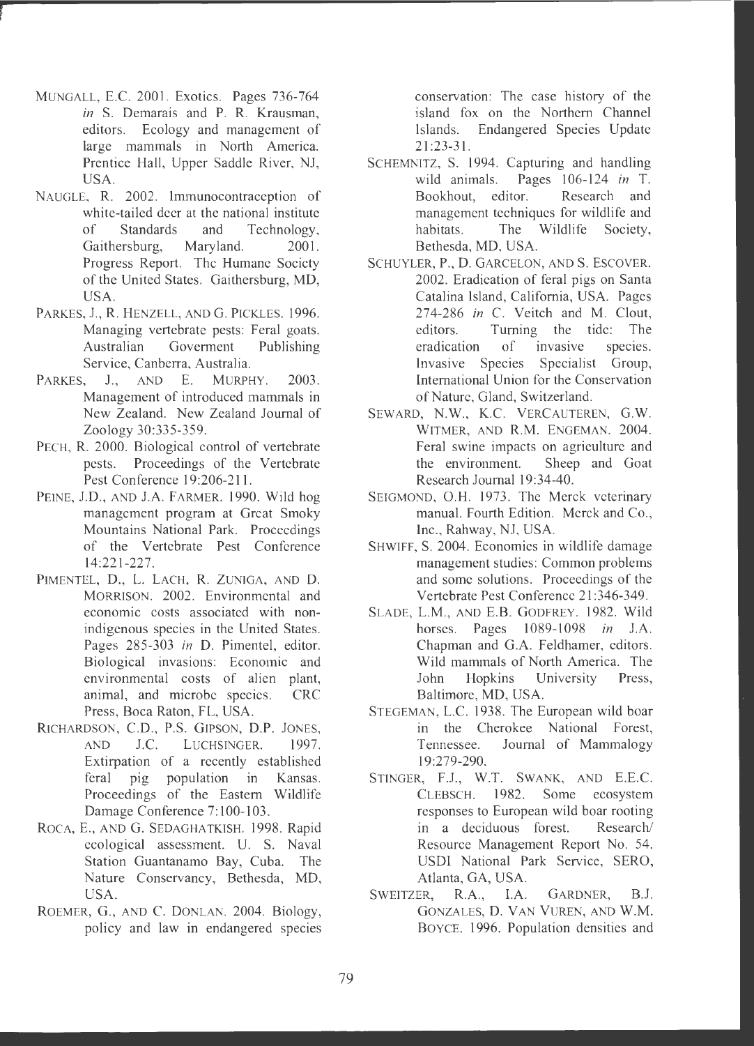MUNGALL, E.C. 2001. Exotics. Pages 736-764 *in* S. Demarais and P. R. Krausman, editors. Ecology and management of large mammals in North America. Prentice Hall, Upper Saddle River, NJ, USA.

NAUGLE, R. 2002. Immunocontraception of white-tailed deer at the national institute of Standards and Technology, Gaithersburg, Maryland. 2001. Progress Report. The Humane Society of the United States. Gaithersburg, MD, USA.

PARKES, J., R. HENZELL, AND G. PICKLES. 1996. Managing vertebrate pests: Feral goats. Australian Goverment Publishing Service, Canberra, Australia.

PARKES, J., AND E. MURPHY. 2003. Management of introduced mammals in New Zealand. New Zealand Journal of Zoology 30:335-359.

PECH, R. 2000. Biological control of vertebrate pests. Proceedings of the Vertebrate Pest Conference 19:206-211.

PEINE, J.D., AND J.A. FARMER. 1990. Wild hog management program at Great Smoky Mountains National Park. Proceedings of the Vertebrate Pest Conference 14:221-227.

PIMENTEL, D., L. LACH, R. ZUNIGA, AND D. MORRISON. 2002. Environmental and economic costs associated with non-indigenous species in the United States. Pages 285-303 *in* D. Pimentel, editor. Biological invasions: Economic and environmental costs of alien plant, animal, and microbe species. CRC Press, Boca Raton, FL, USA.

RICHARDSON, C.D., P.S. GIPSON, D.P. JONES, AND J.C. LUCHSINGER. 1997. Extirpation of a recently established feral pig population in Kansas. Proceedings of the Eastern Wildlife Damage Conference 7:100-103.

ROCA, E., AND G. SEDAGHATKISH. 1998. Rapid ecological assessment. U. S. Naval Station Guantanamo Bay, Cuba. The Nature Conservancy, Bethesda, MD, USA.

ROEMER, G., AND C. DONLAN. 2004. Biology, policy and law in endangered species conservation: The case history of the island fox on the Northern Channel Islands. Endangered Species Update 21:23-31.

SCHEMNITZ, S. 1994. Capturing and handling wild animals. Pages 106-124 *in* T. Bookhout, editor. Research and management techniques for wildlife and habitats. The Wildlife Society, Bethesda, MD, USA.

SCHUYLER, P., D. GARCELON, AND S. ESCOVER. 2002. Eradication of feral pigs on Santa Catalina Island, California, USA. Pages 274-286 *in* C. Veitch and M. Clout, editors. Turning the tide: The eradication of invasive species. Invasive Species Specialist Group, International Union for the Conservation of Nature, Gland, Switzerland.

SEWARD, N.W., K.C. VERCAUTEREN, G.W. WITMER, AND R.M. ENGEMAN. 2004. Feral swine impacts on agriculture and the environment. Sheep and Goat Research Journal 19:34-40.

SEIGMOND, O.H. 1973. The Merck veterinary manual. Fourth Edition. Merck and Co., Inc., Rahway, NJ, USA.

SHWIFF, S. 2004. Economics in wildlife damage management studies: Common problems and some solutions. Proceedings of the Vertebrate Pest Conference 21:346-349.

SLADE, L.M., AND E.B. GODFREY. 1982. Wild horses. Pages 1089-1098 *in* J.A. Chapman and G.A. Feldhamer, editors. Wild mammals of North America. The John Hopkins University Press, Baltimore, MD, USA.

STEGEMAN, L.C. 1938. The European wild boar in the Cherokee National Forest, Tennessee. Journal of Mammalogy 19:279-290.

STINGER, F.J., W.T. SWANK, AND E.E.C. CLEBSCH. 1982. Some ecosystem responses to European wild boar rooting in a deciduous forest. Research/ Resource Management Report No. 54. USDI National Park Service, SERO, Atlanta, GA, USA.

SWEITZER, R.A., I.A. GARDNER, B.J. GONZALES, D. VAN VUREN, AND W.M. BOYCE. 1996. Population densities and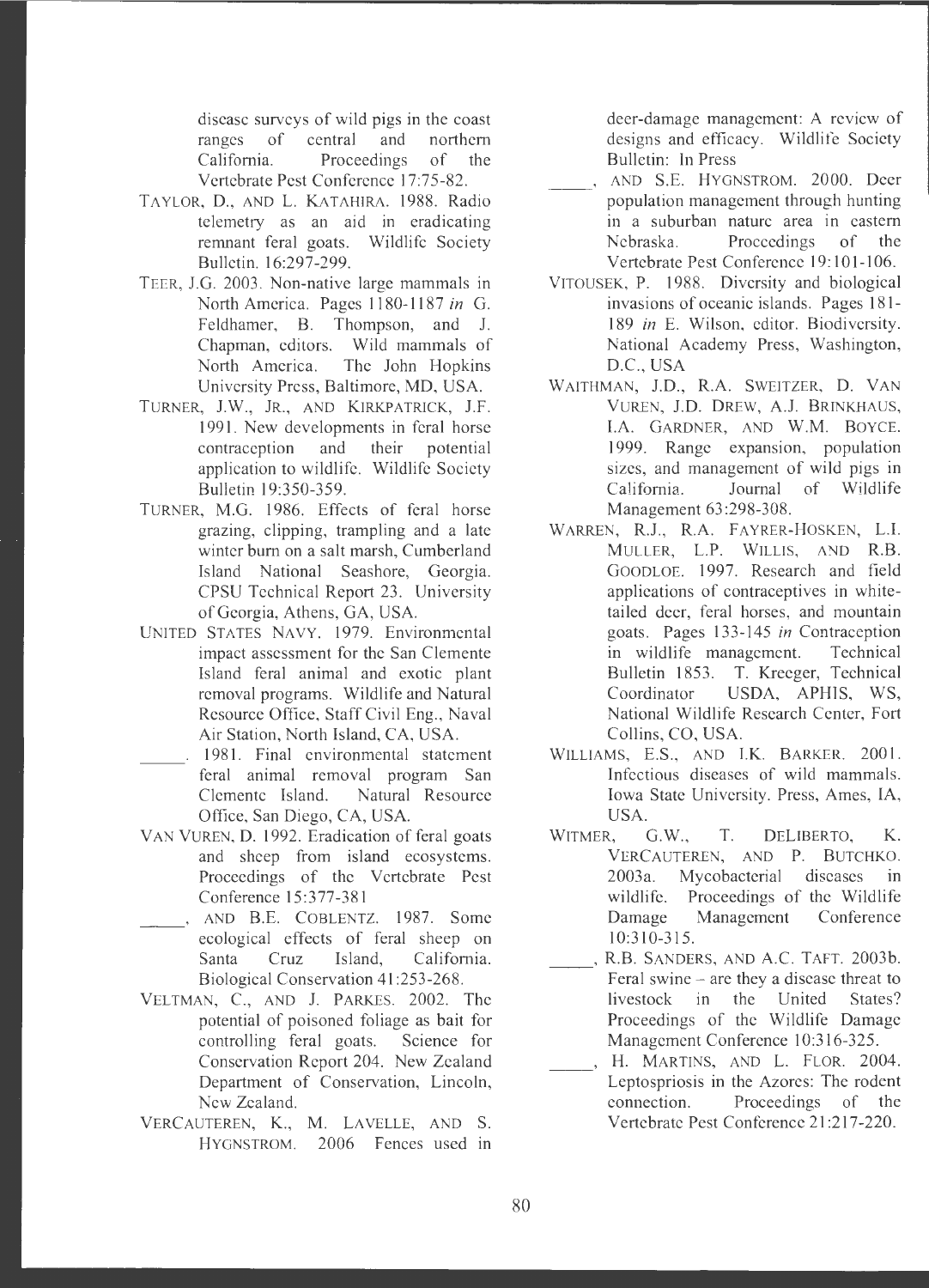disease surveys of wild pigs in the coast ranges of central and northern California. Proceedings of the Vertebrate Pest Conference 17:75-82.

TAYLOR, D., AND L. KATAHIRA. 1988. Radio telemetry as an aid in eradicating remnant feral goats. Wildlife Society Bulletin. 16:297-299.

TEER, J.G. 2003. Non-native large mammals in North America. Pages 1180-1187 *in* G. Feldhamer, B. Thompson, and J. Chapman, editors. Wild mammals of North America. The John Hopkins University Press, Baltimore, MD, USA.

TURNER, J.W., JR., AND KIRKPATRICK, J.F. 1991. New developments in feral horse contraception and their potential application to wildlife. Wildlife Society Bulletin 19:350-359.

TURNER, M.G. 1986. Effects of feral horse grazing, clipping, trampling and a late winter burn on a salt marsh, Cumberland Island National Seashore, Georgia. CPSU Technical Report 23. University of Georgia, Athens, GA, USA.

UNITED STATES NAVY. 1979. Environmental impact assessment for the San Clemente Island feral animal and exotic plant removal programs. Wildlife and Natural Resource Office, Staff Civil Eng., Naval Air Station, North Island, CA, USA.

_____. 1981. Final environmental statement feral animal removal program San Clemente Island. Natural Resource Office, San Diego, CA, USA.

VAN VUREN, D. 1992. Eradication of feral goats and sheep from island ecosystems. Proceedings of the Vertebrate Pest Conference 15:377-381

_____, AND B.E. COBLENTZ. 1987. Some ecological effects of feral sheep on Santa Cruz Island, California. Biological Conservation 41:253-268.

VELTMAN, C., AND J. PARKES. 2002. The potential of poisoned foliage as bait for controlling feral goats. Science for Conservation Report 204. New Zealand Department of Conservation, Lincoln, New Zealand.

VERCAUTEREN, K., M. LAVELLE, AND S. HYGNSTROM. 2006 Fences used in deer-damage management: A review of designs and efficacy. Wildlife Society Bulletin: In Press

_____, AND S.E. HYGNSTROM. 2000. Deer population management through hunting in a suburban nature area in eastern Nebraska. Proceedings of the Vertebrate Pest Conference 19:101-106.

VITOUSEK, P. 1988. Diversity and biological invasions of oceanic islands. Pages 181-189 *in* E. Wilson, editor. Biodiversity. National Academy Press, Washington, D.C., USA

WAITHMAN, J.D., R.A. SWEITZER, D. VAN VUREN, J.D. DREW, A.J. BRINKHAUS, I.A. GARDNER, AND W.M. BOYCE. 1999. Range expansion, population sizes, and management of wild pigs in California. Journal of Wildlife Management 63:298-308.

WARREN, R.J., R.A. FAYRER-HOSKEN, L.I. MULLER, L.P. WILLIS, AND R.B. GOODLOE. 1997. Research and field applications of contraceptives in white-tailed deer, feral horses, and mountain goats. Pages 133-145 *in* Contraception in wildlife management. Technical Bulletin 1853. T. Kreeger, Technical Coordinator USDA, APHIS, WS, National Wildlife Research Center, Fort Collins, CO, USA.

WILLIAMS, E.S., AND I.K. BARKER. 2001. Infectious diseases of wild mammals. Iowa State University. Press, Ames, IA, USA.

WITMER, G.W., T. DELIBERTO, K. VERCAUTEREN, AND P. BUTCHKO. 2003a. Mycobacterial diseases in wildlife. Proceedings of the Wildlife Damage Management Conference 10:310-315.

_____, R.B. SANDERS, AND A.C. TAFT. 2003b. Feral swine – are they a disease threat to livestock in the United States? Proceedings of the Wildlife Damage Management Conference 10:316-325.

_____, H. MARTINS, AND L. FLOR. 2004. Leptospriosis in the Azores: The rodent connection. Proceedings of the Vertebrate Pest Conference 21:217-220.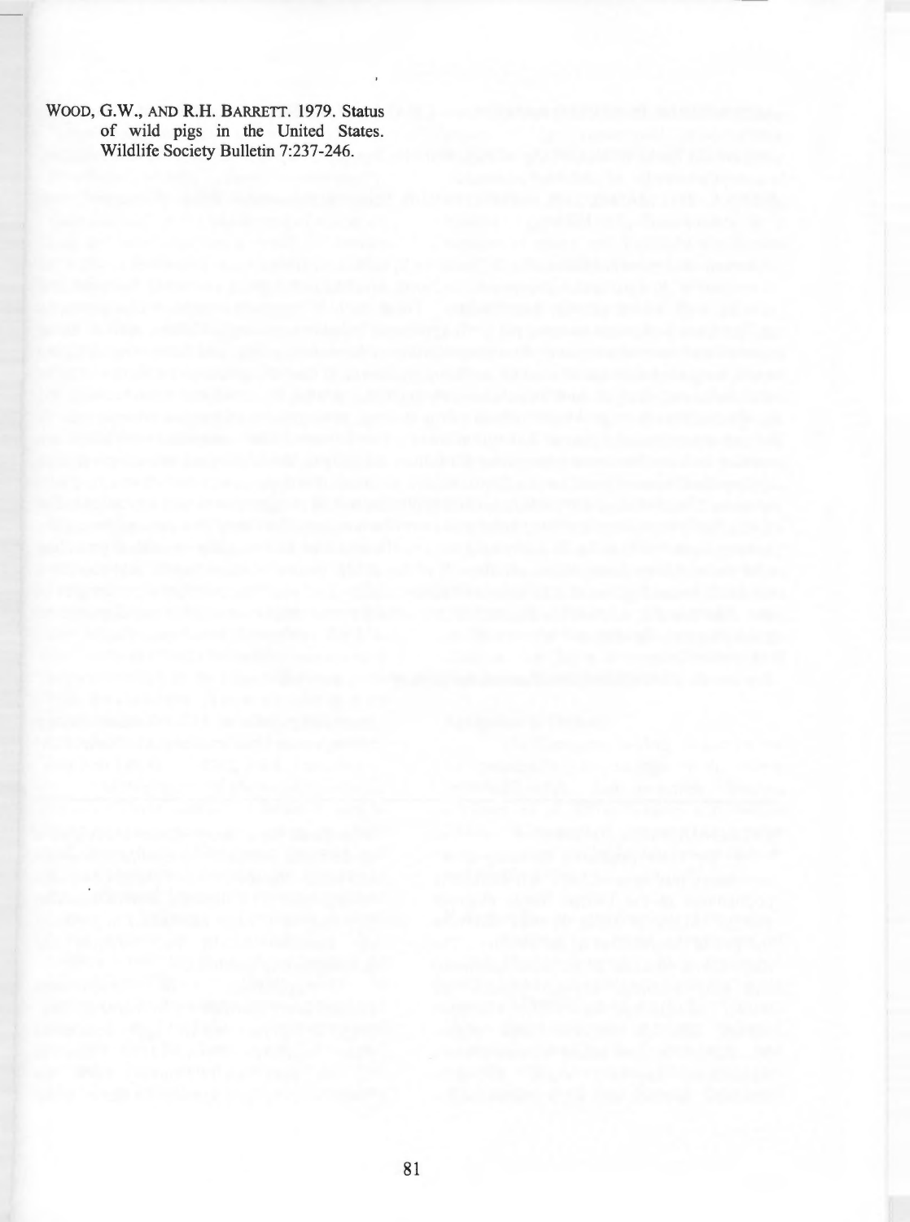WOOD, G.W., AND R.H. BARRETT. 1979. Status of wild pigs in the United States. Wildlife Society Bulletin 7:237-246.